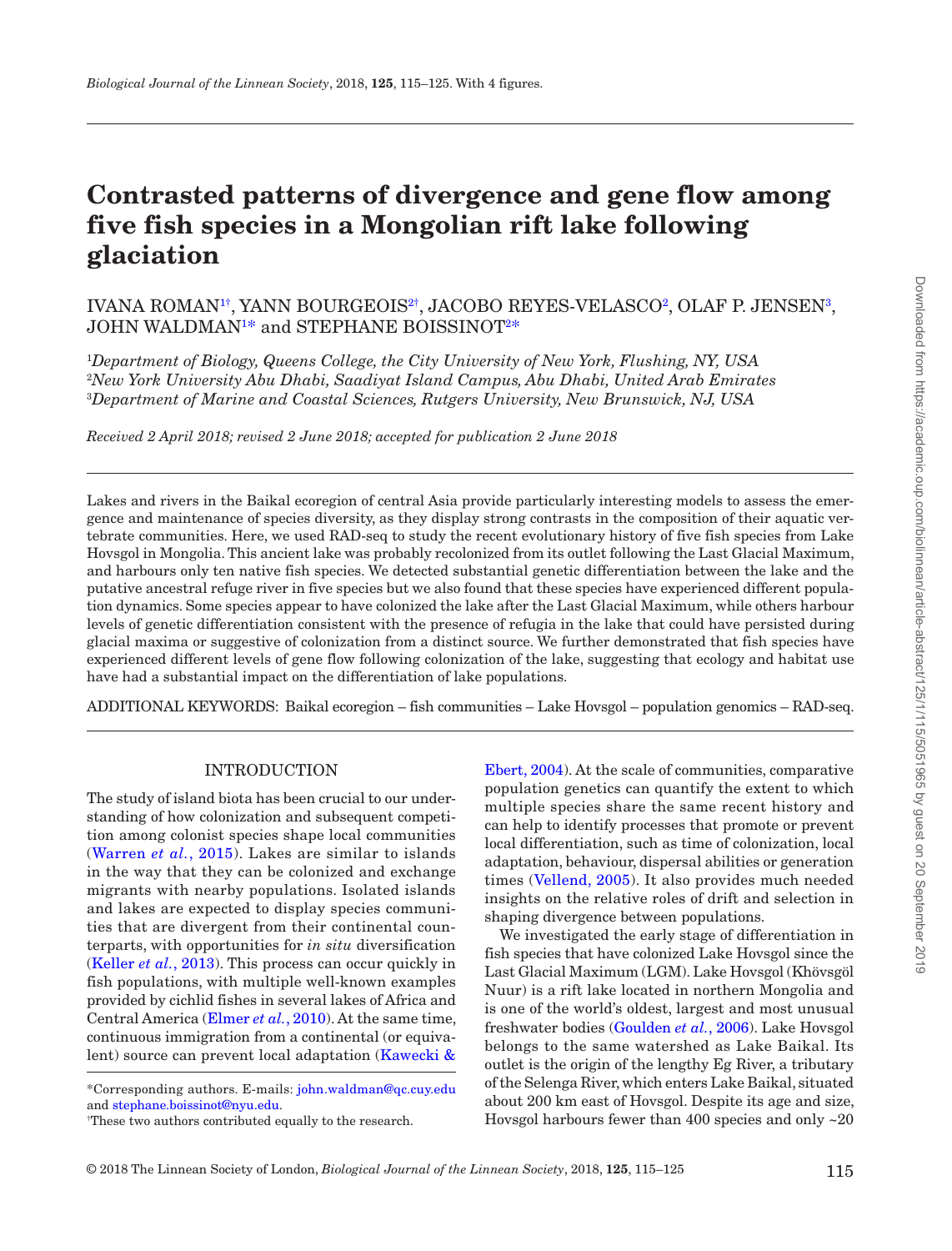# Contrasted patterns of divergence and gene flow among five fish species in a Mongolian rift lake following glaciation

IVANA ROMAN[1†], YANN BOURGEOIS[2†], JACOBO REYES-VELASCO[2], OLAF P. JENSEN[3], JOHN WALDMAN[1*] and STEPHANE BOISSINOT[2*]

[1]*Department of Biology, Queens College, the City University of New York, Flushing, NY, USA*
[2]*New York University Abu Dhabi, Saadiyat Island Campus, Abu Dhabi, United Arab Emirates*
[3]*Department of Marine and Coastal Sciences, Rutgers University, New Brunswick, NJ, USA*

*Received 2 April 2018; revised 2 June 2018; accepted for publication 2 June 2018*

Lakes and rivers in the Baikal ecoregion of central Asia provide particularly interesting models to assess the emergence and maintenance of species diversity, as they display strong contrasts in the composition of their aquatic vertebrate communities. Here, we used RAD-seq to study the recent evolutionary history of five fish species from Lake Hovsgol in Mongolia. This ancient lake was probably recolonized from its outlet following the Last Glacial Maximum, and harbours only ten native fish species. We detected substantial genetic differentiation between the lake and the putative ancestral refuge river in five species but we also found that these species have experienced different population dynamics. Some species appear to have colonized the lake after the Last Glacial Maximum, while others harbour levels of genetic differentiation consistent with the presence of refugia in the lake that could have persisted during glacial maxima or suggestive of colonization from a distinct source. We further demonstrated that fish species have experienced different levels of gene flow following colonization of the lake, suggesting that ecology and habitat use have had a substantial impact on the differentiation of lake populations.

ADDITIONAL KEYWORDS: Baikal ecoregion – fish communities – Lake Hovsgol – population genomics – RAD-seq.

## INTRODUCTION

The study of island biota has been crucial to our understanding of how colonization and subsequent competition among colonist species shape local communities (Warren *et al.*, 2015). Lakes are similar to islands in the way that they can be colonized and exchange migrants with nearby populations. Isolated islands and lakes are expected to display species communities that are divergent from their continental counterparts, with opportunities for *in situ* diversification (Keller *et al.*, 2013). This process can occur quickly in fish populations, with multiple well-known examples provided by cichlid fishes in several lakes of Africa and Central America (Elmer *et al.*, 2010). At the same time, continuous immigration from a continental (or equivalent) source can prevent local adaptation (Kawecki & Ebert, 2004). At the scale of communities, comparative population genetics can quantify the extent to which multiple species share the same recent history and can help to identify processes that promote or prevent local differentiation, such as time of colonization, local adaptation, behaviour, dispersal abilities or generation times (Vellend, 2005). It also provides much needed insights on the relative roles of drift and selection in shaping divergence between populations.

We investigated the early stage of differentiation in fish species that have colonized Lake Hovsgol since the Last Glacial Maximum (LGM). Lake Hovsgol (Khövsgöl Nuur) is a rift lake located in northern Mongolia and is one of the world's oldest, largest and most unusual freshwater bodies (Goulden *et al.*, 2006). Lake Hovsgol belongs to the same watershed as Lake Baikal. Its outlet is the origin of the lengthy Eg River, a tributary of the Selenga River, which enters Lake Baikal, situated about 200 km east of Hovsgol. Despite its age and size, Hovsgol harbours fewer than 400 species and only ~20

*Corresponding authors. E-mails: john.waldman@qc.cuy.edu and stephane.boissinot@nyu.edu.

†These two authors contributed equally to the research.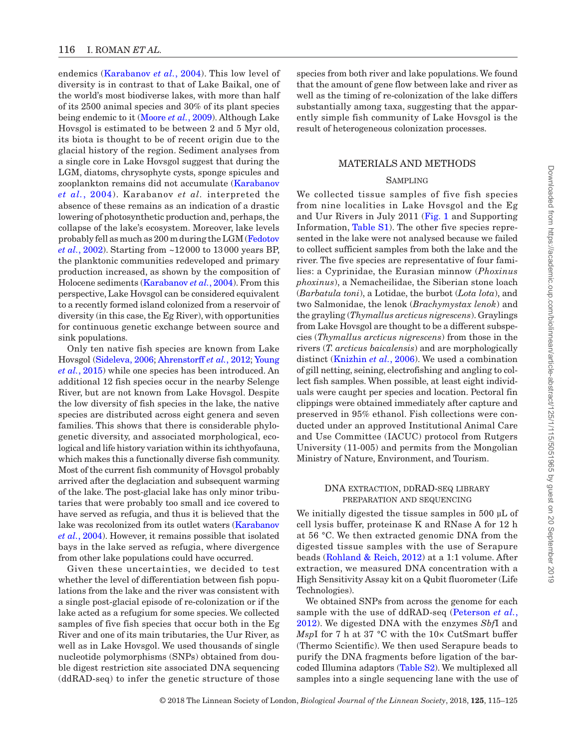endemics (Karabanov *et al.*, 2004). This low level of diversity is in contrast to that of Lake Baikal, one of the world's most biodiverse lakes, with more than half of its 2500 animal species and 30% of its plant species being endemic to it (Moore *et al.*, 2009). Although Lake Hovsgol is estimated to be between 2 and 5 Myr old, its biota is thought to be of recent origin due to the glacial history of the region. Sediment analyses from a single core in Lake Hovsgol suggest that during the LGM, diatoms, chrysophyte cysts, sponge spicules and zooplankton remains did not accumulate (Karabanov *et al.*, 2004). Karabanov *et al.* interpreted the absence of these remains as an indication of a drastic lowering of photosynthetic production and, perhaps, the collapse of the lake's ecosystem. Moreover, lake levels probably fell as much as 200 m during the LGM (Fedotov *et al.*, 2002). Starting from ~12 000 to 13 000 years BP, the planktonic communities redeveloped and primary production increased, as shown by the composition of Holocene sediments (Karabanov *et al.*, 2004). From this perspective, Lake Hovsgol can be considered equivalent to a recently formed island colonized from a reservoir of diversity (in this case, the Eg River), with opportunities for continuous genetic exchange between source and sink populations.

Only ten native fish species are known from Lake Hovsgol (Sideleva, 2006; Ahrenstorff *et al.*, 2012; Young *et al.*, 2015) while one species has been introduced. An additional 12 fish species occur in the nearby Selenge River, but are not known from Lake Hovsgol. Despite the low diversity of fish species in the lake, the native species are distributed across eight genera and seven families. This shows that there is considerable phylogenetic diversity, and associated morphological, ecological and life history variation within its ichthyofauna, which makes this a functionally diverse fish community. Most of the current fish community of Hovsgol probably arrived after the deglaciation and subsequent warming of the lake. The post-glacial lake has only minor tributaries that were probably too small and ice covered to have served as refugia, and thus it is believed that the lake was recolonized from its outlet waters (Karabanov *et al.*, 2004). However, it remains possible that isolated bays in the lake served as refugia, where divergence from other lake populations could have occurred.

Given these uncertainties, we decided to test whether the level of differentiation between fish populations from the lake and the river was consistent with a single post-glacial episode of re-colonization or if the lake acted as a refugium for some species. We collected samples of five fish species that occur both in the Eg River and one of its main tributaries, the Uur River, as well as in Lake Hovsgol. We used thousands of single nucleotide polymorphisms (SNPs) obtained from double digest restriction site associated DNA sequencing (ddRAD-seq) to infer the genetic structure of those species from both river and lake populations. We found that the amount of gene flow between lake and river as well as the timing of re-colonization of the lake differs substantially among taxa, suggesting that the apparently simple fish community of Lake Hovsgol is the result of heterogeneous colonization processes.

## MATERIALS AND METHODS

### Sampling

We collected tissue samples of five fish species from nine localities in Lake Hovsgol and the Eg and Uur Rivers in July 2011 (Fig. 1 and Supporting Information, Table S1). The other five species represented in the lake were not analysed because we failed to collect sufficient samples from both the lake and the river. The five species are representative of four families: a Cyprinidae, the Eurasian minnow (*Phoxinus phoxinus*), a Nemacheilidae, the Siberian stone loach (*Barbatula toni*), a Lotidae, the burbot (*Lota lota*), and two Salmonidae, the lenok (*Brachymystax lenok*) and the grayling (*Thymallus arcticus nigrescens*). Graylings from Lake Hovsgol are thought to be a different subspecies (*Thymallus arcticus nigrescens*) from those in the rivers (*T. arcticus baicalensis*) and are morphologically distinct (Knizhin *et al.*, 2006). We used a combination of gill netting, seining, electrofishing and angling to collect fish samples. When possible, at least eight individuals were caught per species and location. Pectoral fin clippings were obtained immediately after capture and preserved in 95% ethanol. Fish collections were conducted under an approved Institutional Animal Care and Use Committee (IACUC) protocol from Rutgers University (11-005) and permits from the Mongolian Ministry of Nature, Environment, and Tourism.

### DNA extraction, ddRAD-seq library preparation and sequencing

We initially digested the tissue samples in 500 μL of cell lysis buffer, proteinase K and RNase A for 12 h at 56 °C. We then extracted genomic DNA from the digested tissue samples with the use of Serapure beads (Rohland & Reich, 2012) at a 1:1 volume. After extraction, we measured DNA concentration with a High Sensitivity Assay kit on a Qubit fluorometer (Life Technologies).

We obtained SNPs from across the genome for each sample with the use of ddRAD-seq (Peterson *et al.*, 2012). We digested DNA with the enzymes *Sbf*I and *Msp*I for 7 h at 37 °C with the 10× CutSmart buffer (Thermo Scientific). We then used Serapure beads to purify the DNA fragments before ligation of the barcoded Illumina adaptors (Table S2). We multiplexed all samples into a single sequencing lane with the use of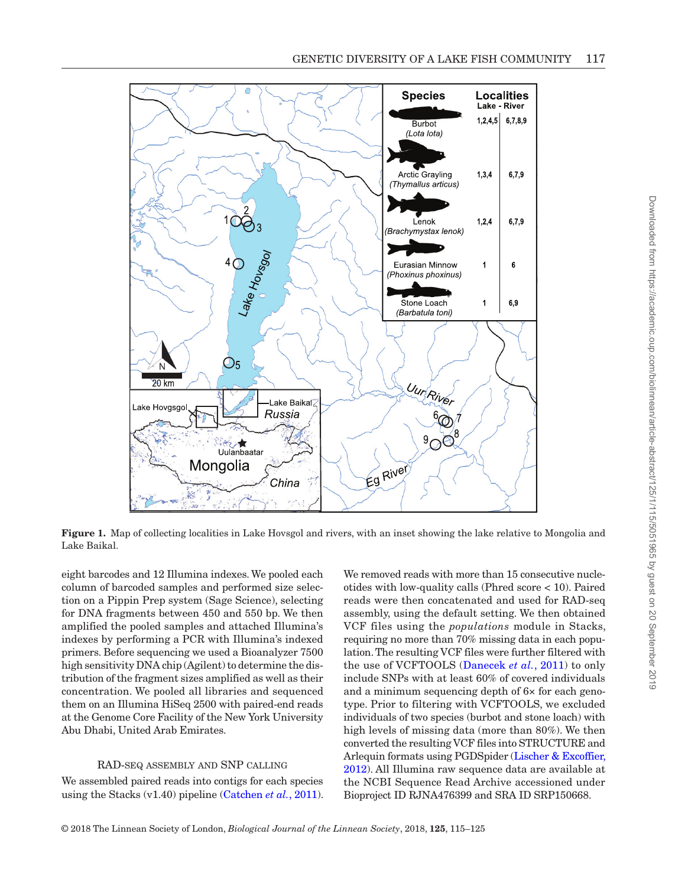**Figure 1.** Map of collecting localities in Lake Hovsgol and rivers, with an inset showing the lake relative to Mongolia and Lake Baikal.

eight barcodes and 12 Illumina indexes. We pooled each column of barcoded samples and performed size selection on a Pippin Prep system (Sage Science), selecting for DNA fragments between 450 and 550 bp. We then amplified the pooled samples and attached Illumina's indexes by performing a PCR with Illumina's indexed primers. Before sequencing we used a Bioanalyzer 7500 high sensitivity DNA chip (Agilent) to determine the distribution of the fragment sizes amplified as well as their concentration. We pooled all libraries and sequenced them on an Illumina HiSeq 2500 with paired-end reads at the Genome Core Facility of the New York University Abu Dhabi, United Arab Emirates.

### RAD-SEQ ASSEMBLY AND SNP CALLING

We assembled paired reads into contigs for each species using the Stacks (v1.40) pipeline (Catchen *et al.*, 2011). We removed reads with more than 15 consecutive nucleotides with low-quality calls (Phred score < 10). Paired reads were then concatenated and used for RAD-seq assembly, using the default setting. We then obtained VCF files using the *populations* module in Stacks, requiring no more than 70% missing data in each population. The resulting VCF files were further filtered with the use of VCFTOOLS (Danecek *et al.*, 2011) to only include SNPs with at least 60% of covered individuals and a minimum sequencing depth of 6× for each genotype. Prior to filtering with VCFTOOLS, we excluded individuals of two species (burbot and stone loach) with high levels of missing data (more than 80%). We then converted the resulting VCF files into STRUCTURE and Arlequin formats using PGDSpider (Lischer & Excoffier, 2012). All Illumina raw sequence data are available at the NCBI Sequence Read Archive accessioned under Bioproject ID RJNA476399 and SRA ID SRP150668.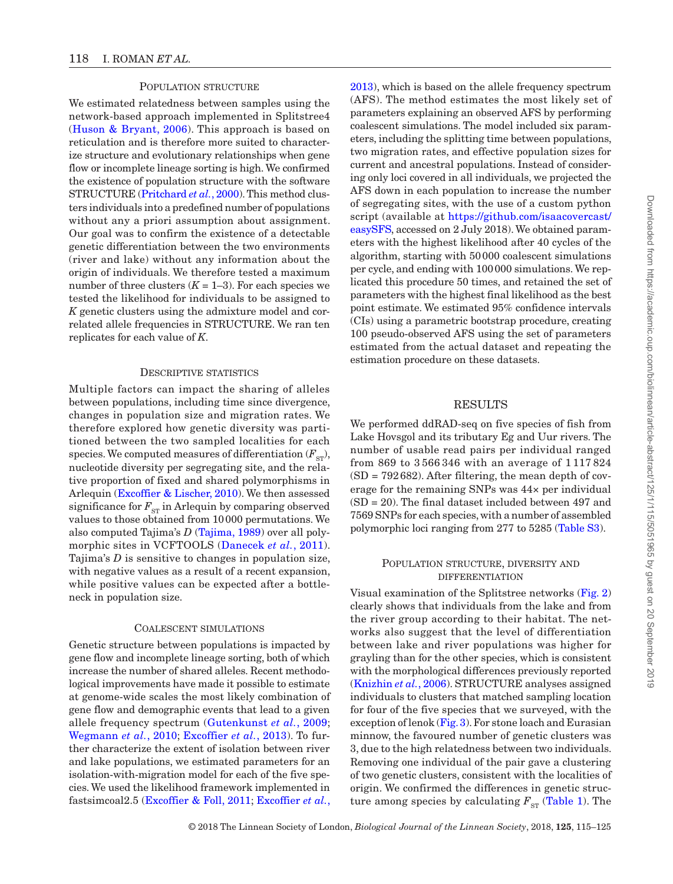### Population structure

We estimated relatedness between samples using the network-based approach implemented in Splitstree4 (Huson & Bryant, 2006). This approach is based on reticulation and is therefore more suited to characterize structure and evolutionary relationships when gene flow or incomplete lineage sorting is high. We confirmed the existence of population structure with the software STRUCTURE (Pritchard *et al.*, 2000). This method clusters individuals into a predefined number of populations without any a priori assumption about assignment. Our goal was to confirm the existence of a detectable genetic differentiation between the two environments (river and lake) without any information about the origin of individuals. We therefore tested a maximum number of three clusters ($K$ = 1–3). For each species we tested the likelihood for individuals to be assigned to $K$ genetic clusters using the admixture model and correlated allele frequencies in STRUCTURE. We ran ten replicates for each value of $K$.

### Descriptive statistics

Multiple factors can impact the sharing of alleles between populations, including time since divergence, changes in population size and migration rates. We therefore explored how genetic diversity was partitioned between the two sampled localities for each species. We computed measures of differentiation ($F_{ST}$), nucleotide diversity per segregating site, and the relative proportion of fixed and shared polymorphisms in Arlequin (Excoffier & Lischer, 2010). We then assessed significance for $F_{ST}$ in Arlequin by comparing observed values to those obtained from 10 000 permutations. We also computed Tajima's $D$ (Tajima, 1989) over all polymorphic sites in VCFTOOLS (Danecek *et al.*, 2011). Tajima's $D$ is sensitive to changes in population size, with negative values as a result of a recent expansion, while positive values can be expected after a bottleneck in population size.

### Coalescent simulations

Genetic structure between populations is impacted by gene flow and incomplete lineage sorting, both of which increase the number of shared alleles. Recent methodological improvements have made it possible to estimate at genome-wide scales the most likely combination of gene flow and demographic events that lead to a given allele frequency spectrum (Gutenkunst *et al.*, 2009; Wegmann *et al.*, 2010; Excoffier *et al.*, 2013). To further characterize the extent of isolation between river and lake populations, we estimated parameters for an isolation-with-migration model for each of the five species. We used the likelihood framework implemented in fastsimcoal2.5 (Excoffier & Foll, 2011; Excoffier *et al.*, 2013), which is based on the allele frequency spectrum (AFS). The method estimates the most likely set of parameters explaining an observed AFS by performing coalescent simulations. The model included six parameters, including the splitting time between populations, two migration rates, and effective population sizes for current and ancestral populations. Instead of considering only loci covered in all individuals, we projected the AFS down in each population to increase the number of segregating sites, with the use of a custom python script (available at https://github.com/isaacovercast/easySFS, accessed on 2 July 2018). We obtained parameters with the highest likelihood after 40 cycles of the algorithm, starting with 50 000 coalescent simulations per cycle, and ending with 100 000 simulations. We replicated this procedure 50 times, and retained the set of parameters with the highest final likelihood as the best point estimate. We estimated 95% confidence intervals (CIs) using a parametric bootstrap procedure, creating 100 pseudo-observed AFS using the set of parameters estimated from the actual dataset and repeating the estimation procedure on these datasets.

## RESULTS

We performed ddRAD-seq on five species of fish from Lake Hovsgol and its tributary Eg and Uur rivers. The number of usable read pairs per individual ranged from 869 to 3 566 346 with an average of 1 117 824 (SD = 792 682). After filtering, the mean depth of coverage for the remaining SNPs was 44× per individual (SD = 20). The final dataset included between 497 and 7569 SNPs for each species, with a number of assembled polymorphic loci ranging from 277 to 5285 (Table S3).

### Population structure, diversity and differentiation

Visual examination of the Splitstree networks (Fig. 2) clearly shows that individuals from the lake and from the river group according to their habitat. The networks also suggest that the level of differentiation between lake and river populations was higher for grayling than for the other species, which is consistent with the morphological differences previously reported (Knizhin *et al.*, 2006). STRUCTURE analyses assigned individuals to clusters that matched sampling location for four of the five species that we surveyed, with the exception of lenok (Fig. 3). For stone loach and Eurasian minnow, the favoured number of genetic clusters was 3, due to the high relatedness between two individuals. Removing one individual of the pair gave a clustering of two genetic clusters, consistent with the localities of origin. We confirmed the differences in genetic structure among species by calculating $F_{ST}$ (Table 1). The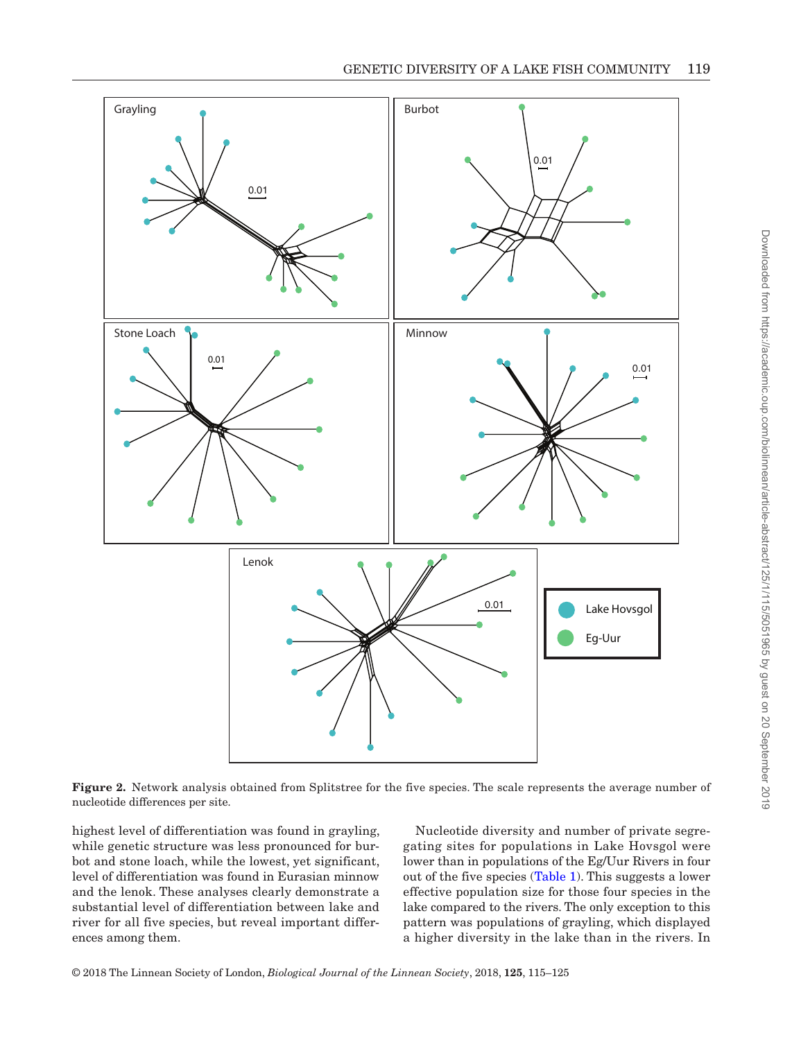**Figure 2.** Network analysis obtained from Splitstree for the five species. The scale represents the average number of nucleotide differences per site.

highest level of differentiation was found in grayling, while genetic structure was less pronounced for burbot and stone loach, while the lowest, yet significant, level of differentiation was found in Eurasian minnow and the lenok. These analyses clearly demonstrate a substantial level of differentiation between lake and river for all five species, but reveal important differences among them.

Nucleotide diversity and number of private segregating sites for populations in Lake Hovsgol were lower than in populations of the Eg/Uur Rivers in four out of the five species (Table 1). This suggests a lower effective population size for those four species in the lake compared to the rivers. The only exception to this pattern was populations of grayling, which displayed a higher diversity in the lake than in the rivers. In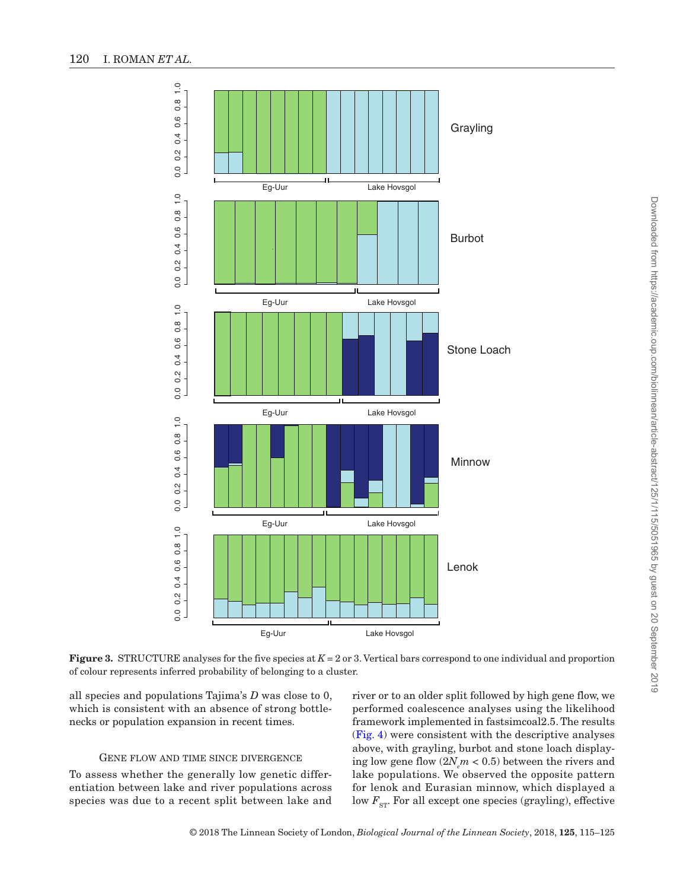**Figure 3.** STRUCTURE analyses for the five species at $K = 2$ or 3. Vertical bars correspond to one individual and proportion of colour represents inferred probability of belonging to a cluster.

all species and populations Tajima's $D$ was close to 0, which is consistent with an absence of strong bottlenecks or population expansion in recent times.

### Gene flow and time since divergence

To assess whether the generally low genetic differentiation between lake and river populations across species was due to a recent split between lake and river or to an older split followed by high gene flow, we performed coalescence analyses using the likelihood framework implemented in fastsimcoal2.5. The results (Fig. 4) were consistent with the descriptive analyses above, with grayling, burbot and stone loach displaying low gene flow ($2N_em < 0.5$) between the rivers and lake populations. We observed the opposite pattern for lenok and Eurasian minnow, which displayed a low $F_{ST}$. For all except one species (grayling), effective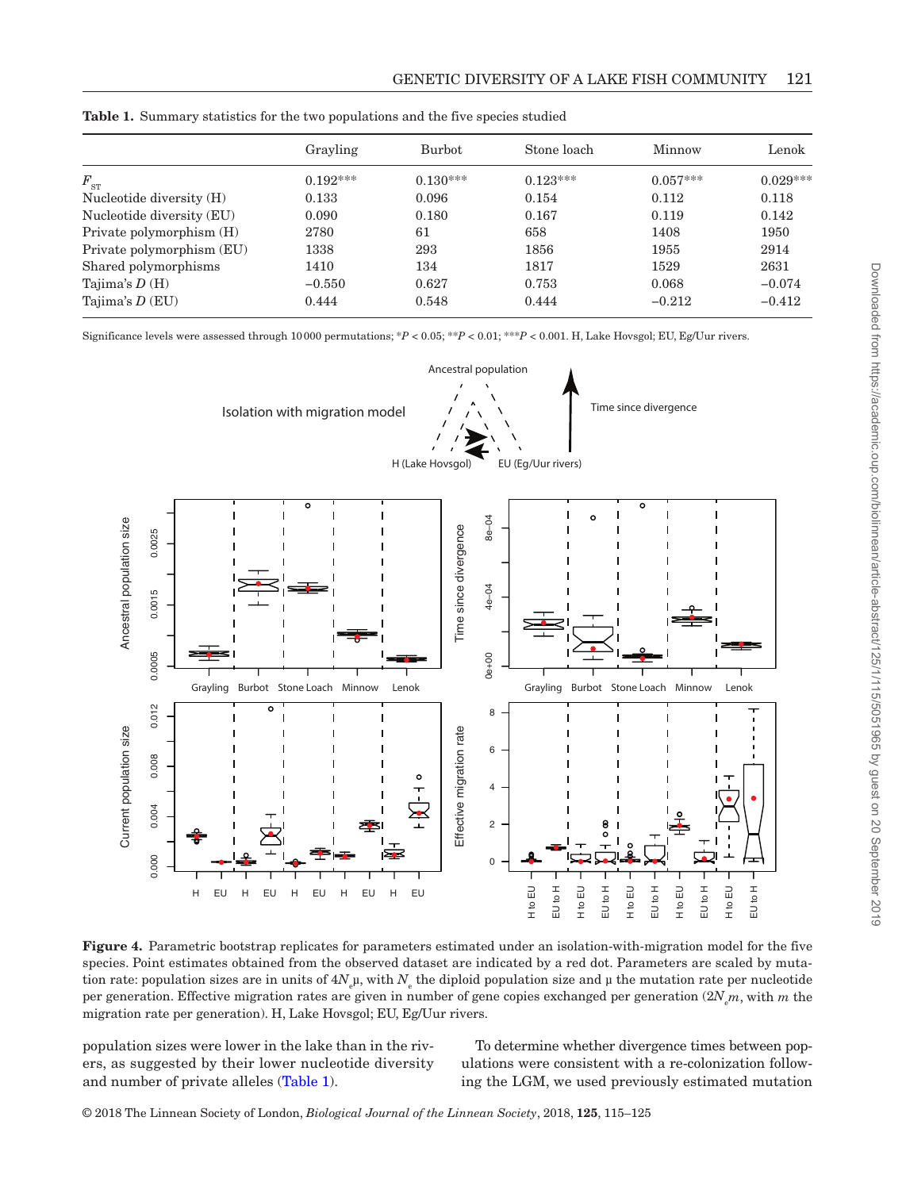**Table 1.** Summary statistics for the two populations and the five species studied

| | Grayling | Burbot | Stone loach | Minnow | Lenok |
|---|---|---|---|---|---|
| $F_{ST}$ | 0.192*** | 0.130*** | 0.123*** | 0.057*** | 0.029*** |
| Nucleotide diversity (H) | 0.133 | 0.096 | 0.154 | 0.112 | 0.118 |
| Nucleotide diversity (EU) | 0.090 | 0.180 | 0.167 | 0.119 | 0.142 |
| Private polymorphism (H) | 2780 | 61 | 658 | 1408 | 1950 |
| Private polymorphism (EU) | 1338 | 293 | 1856 | 1955 | 2914 |
| Shared polymorphisms | 1410 | 134 | 1817 | 1529 | 2631 |
| Tajima's $D$ (H) | −0.550 | 0.627 | 0.753 | 0.068 | −0.074 |
| Tajima's $D$ (EU) | 0.444 | 0.548 | 0.444 | −0.212 | −0.412 |

Significance levels were assessed through 10 000 permutations; \*$P < 0.05$; \*\*$P < 0.01$; \*\*\*$P < 0.001$. H, Lake Hovsgol; EU, Eg/Uur rivers.

**Figure 4.** Parametric bootstrap replicates for parameters estimated under an isolation-with-migration model for the five species. Point estimates obtained from the observed dataset are indicated by a red dot. Parameters are scaled by mutation rate: population sizes are in units of $4N_e\mu$, with $N_e$ the diploid population size and μ the mutation rate per nucleotide per generation. Effective migration rates are given in number of gene copies exchanged per generation ($2N_em$, with $m$ the migration rate per generation). H, Lake Hovsgol; EU, Eg/Uur rivers.

population sizes were lower in the lake than in the rivers, as suggested by their lower nucleotide diversity and number of private alleles (Table 1).

To determine whether divergence times between populations were consistent with a re-colonization following the LGM, we used previously estimated mutation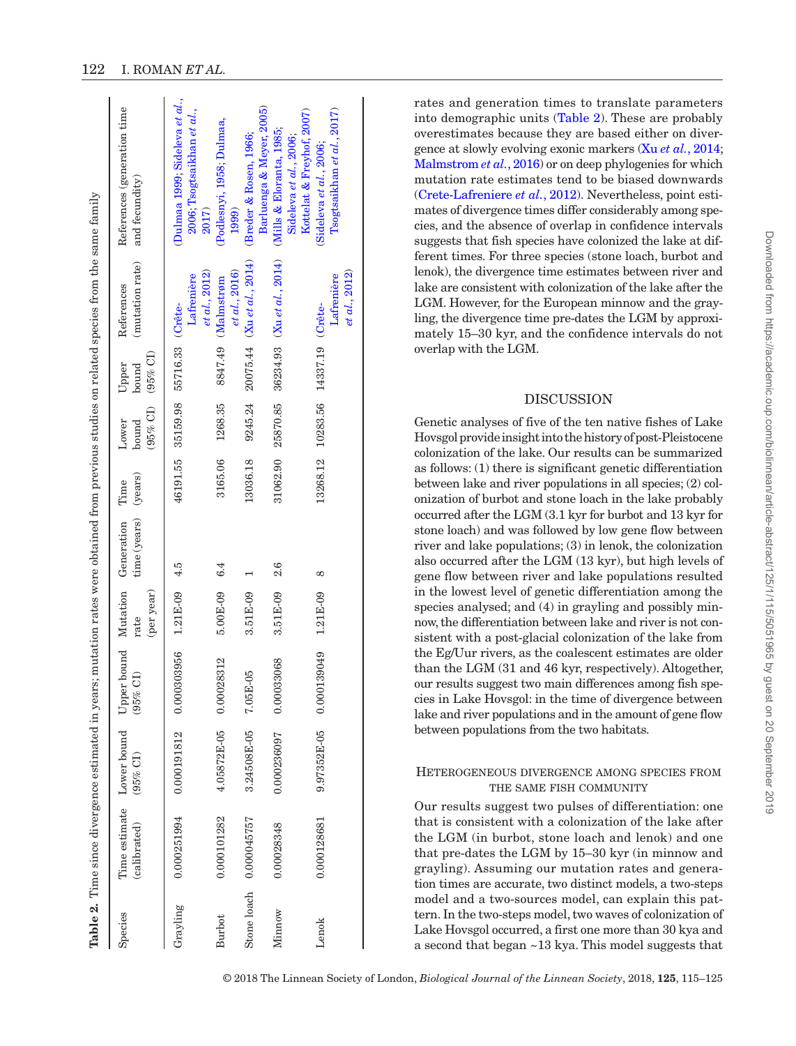**Table 2.** Time since divergence estimated in years; mutation rates were obtained from previous studies on related species from the same family

| Species | Time estimate (calibrated) | Lower bound (95% CI) | Upper bound (95% CI) | Mutation rate (per year) | Generation time (years) | Time (years) | Lower bound (95% CI) | Upper bound (95% CI) | References (mutation rate) | References (generation time and fecundity) |
|---|---|---|---|---|---|---|---|---|---|---|
| Grayling | 0.000251994 | 0.000191812 | 0.000303956 | 1.21E-09 | 4.5 | 46191.55 | 35159.98 | 55716.33 | (Crête-Lafrenière *et al.*, 2012) | (Dulmaa 1999; Sideleva *et al.*, 2006; Tsogtsaikhan *et al.*, 2017) |
| Burbot | 0.000101282 | 4.05872E-05 | 0.00028312 | 5.00E-09 | 6.4 | 3165.06 | 1268.35 | 8847.49 | (Malmstrøm *et al.*, 2016) | (Podlesnyi, 1958; Dulmaa, 1999) |
| Stone loach | 0.000045757 | 3.24508E-05 | 7.05E-05 | 3.51E-09 | 1 | 13036.18 | 9245.24 | 20075.44 | (Xu *et al.*, 2014) | (Breder & Rosen, 1966; Barluenga & Meyer, 2005) |
| Minnow | 0.00028348 | 0.000236097 | 0.00033068 | 3.51E-09 | 2.6 | 31062.90 | 25870.85 | 36234.93 | (Xu *et al.*, 2014) | (Mills & Eloranta, 1985; Sideleva *et al.*, 2006; Kottelat & Freyhof, 2007) |
| Lenok | 0.000128681 | 9.97352E-05 | 0.000139049 | 1.21E-09 | 8 | 13268.12 | 10283.56 | 14337.19 | (Crête-Lafrenière *et al.*, 2012) | (Sideleva *et al.*, 2006; Tsogtsaikhan *et al.*, 2017) |

rates and generation times to translate parameters into demographic units (Table 2). These are probably overestimates because they are based either on divergence at slowly evolving exonic markers (Xu *et al.*, 2014; Malmstrom *et al.*, 2016) or on deep phylogenies for which mutation rate estimates tend to be biased downwards (Crete-Lafreniere *et al.*, 2012). Nevertheless, point estimates of divergence times differ considerably among species, and the absence of overlap in confidence intervals suggests that fish species have colonized the lake at different times. For three species (stone loach, burbot and lenok), the divergence time estimates between river and lake are consistent with colonization of the lake after the LGM. However, for the European minnow and the grayling, the divergence time pre-dates the LGM by approximately 15–30 kyr, and the confidence intervals do not overlap with the LGM.

## DISCUSSION

Genetic analyses of five of the ten native fishes of Lake Hovsgol provide insight into the history of post-Pleistocene colonization of the lake. Our results can be summarized as follows: (1) there is significant genetic differentiation between lake and river populations in all species; (2) colonization of burbot and stone loach in the lake probably occurred after the LGM (3.1 kyr for burbot and 13 kyr for stone loach) and was followed by low gene flow between river and lake populations; (3) in lenok, the colonization also occurred after the LGM (13 kyr), but high levels of gene flow between river and lake populations resulted in the lowest level of genetic differentiation among the species analysed; and (4) in grayling and possibly minnow, the differentiation between lake and river is not consistent with a post-glacial colonization of the lake from the Eg/Uur rivers, as the coalescent estimates are older than the LGM (31 and 46 kyr, respectively). Altogether, our results suggest two main differences among fish species in Lake Hovsgol: in the time of divergence between lake and river populations and in the amount of gene flow between populations from the two habitats.

### HETEROGENEOUS DIVERGENCE AMONG SPECIES FROM THE SAME FISH COMMUNITY

Our results suggest two pulses of differentiation: one that is consistent with a colonization of the lake after the LGM (in burbot, stone loach and lenok) and one that pre-dates the LGM by 15–30 kyr (in minnow and grayling). Assuming our mutation rates and generation times are accurate, two distinct models, a two-steps model and a two-sources model, can explain this pattern. In the two-steps model, two waves of colonization of Lake Hovsgol occurred, a first one more than 30 kya and a second that began ~13 kya. This model suggests that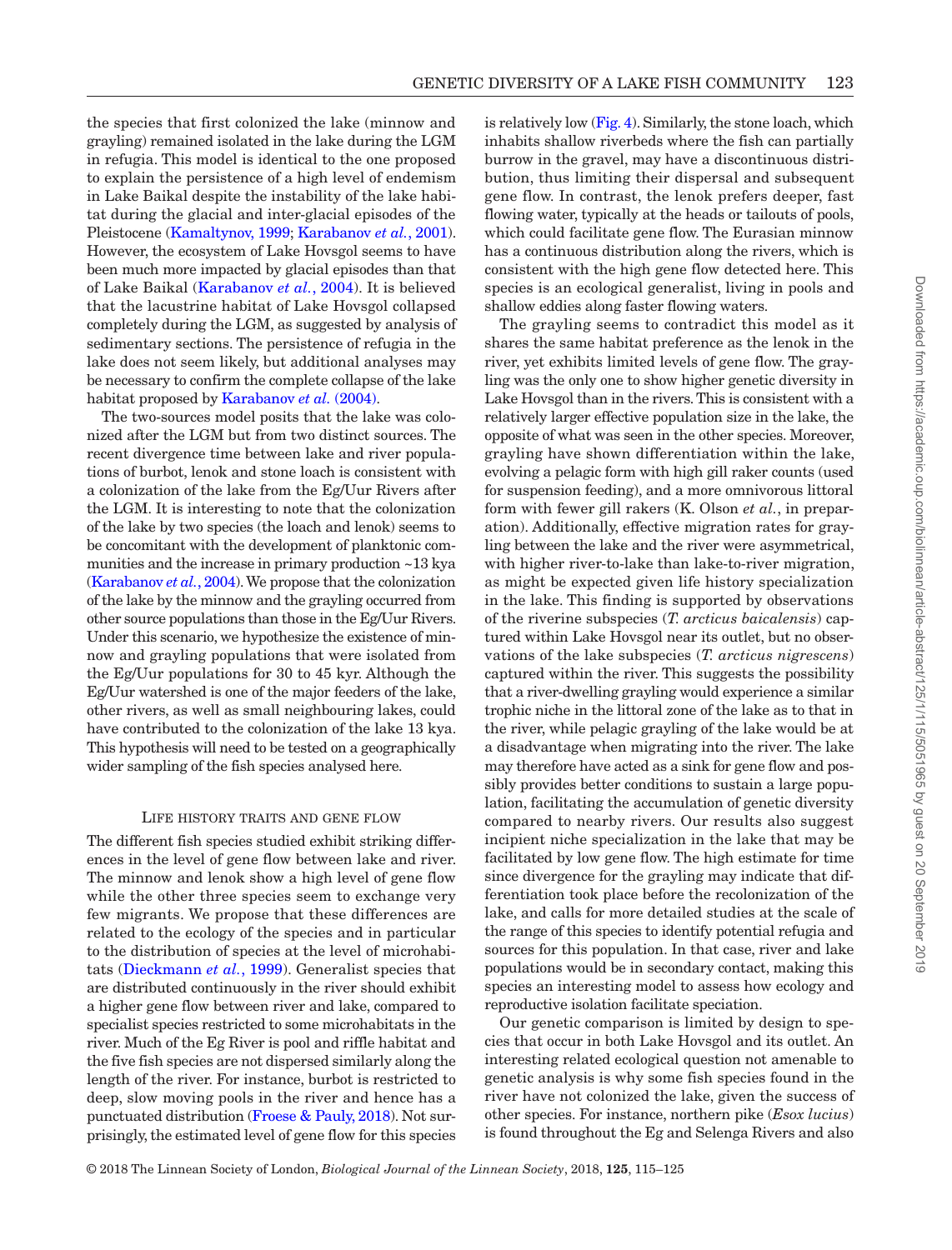the species that first colonized the lake (minnow and grayling) remained isolated in the lake during the LGM in refugia. This model is identical to the one proposed to explain the persistence of a high level of endemism in Lake Baikal despite the instability of the lake habitat during the glacial and inter-glacial episodes of the Pleistocene (Kamaltynov, 1999; Karabanov *et al.*, 2001). However, the ecosystem of Lake Hovsgol seems to have been much more impacted by glacial episodes than that of Lake Baikal (Karabanov *et al.*, 2004). It is believed that the lacustrine habitat of Lake Hovsgol collapsed completely during the LGM, as suggested by analysis of sedimentary sections. The persistence of refugia in the lake does not seem likely, but additional analyses may be necessary to confirm the complete collapse of the lake habitat proposed by Karabanov *et al.* (2004).

The two-sources model posits that the lake was colonized after the LGM but from two distinct sources. The recent divergence time between lake and river populations of burbot, lenok and stone loach is consistent with a colonization of the lake from the Eg/Uur Rivers after the LGM. It is interesting to note that the colonization of the lake by two species (the loach and lenok) seems to be concomitant with the development of planktonic communities and the increase in primary production ~13 kya (Karabanov *et al.*, 2004). We propose that the colonization of the lake by the minnow and the grayling occurred from other source populations than those in the Eg/Uur Rivers. Under this scenario, we hypothesize the existence of minnow and grayling populations that were isolated from the Eg/Uur populations for 30 to 45 kyr. Although the Eg/Uur watershed is one of the major feeders of the lake, other rivers, as well as small neighbouring lakes, could have contributed to the colonization of the lake 13 kya. This hypothesis will need to be tested on a geographically wider sampling of the fish species analysed here.

### Life history traits and gene flow

The different fish species studied exhibit striking differences in the level of gene flow between lake and river. The minnow and lenok show a high level of gene flow while the other three species seem to exchange very few migrants. We propose that these differences are related to the ecology of the species and in particular to the distribution of species at the level of microhabitats (Dieckmann *et al.*, 1999). Generalist species that are distributed continuously in the river should exhibit a higher gene flow between river and lake, compared to specialist species restricted to some microhabitats in the river. Much of the Eg River is pool and riffle habitat and the five fish species are not dispersed similarly along the length of the river. For instance, burbot is restricted to deep, slow moving pools in the river and hence has a punctuated distribution (Froese & Pauly, 2018). Not surprisingly, the estimated level of gene flow for this species is relatively low (Fig. 4). Similarly, the stone loach, which inhabits shallow riverbeds where the fish can partially burrow in the gravel, may have a discontinuous distribution, thus limiting their dispersal and subsequent gene flow. In contrast, the lenok prefers deeper, fast flowing water, typically at the heads or tailouts of pools, which could facilitate gene flow. The Eurasian minnow has a continuous distribution along the rivers, which is consistent with the high gene flow detected here. This species is an ecological generalist, living in pools and shallow eddies along faster flowing waters.

The grayling seems to contradict this model as it shares the same habitat preference as the lenok in the river, yet exhibits limited levels of gene flow. The grayling was the only one to show higher genetic diversity in Lake Hovsgol than in the rivers. This is consistent with a relatively larger effective population size in the lake, the opposite of what was seen in the other species. Moreover, grayling have shown differentiation within the lake, evolving a pelagic form with high gill raker counts (used for suspension feeding), and a more omnivorous littoral form with fewer gill rakers (K. Olson *et al.*, in preparation). Additionally, effective migration rates for grayling between the lake and the river were asymmetrical, with higher river-to-lake than lake-to-river migration, as might be expected given life history specialization in the lake. This finding is supported by observations of the riverine subspecies (*T. arcticus baicalensis*) captured within Lake Hovsgol near its outlet, but no observations of the lake subspecies (*T. arcticus nigrescens*) captured within the river. This suggests the possibility that a river-dwelling grayling would experience a similar trophic niche in the littoral zone of the lake as to that in the river, while pelagic grayling of the lake would be at a disadvantage when migrating into the river. The lake may therefore have acted as a sink for gene flow and possibly provides better conditions to sustain a large population, facilitating the accumulation of genetic diversity compared to nearby rivers. Our results also suggest incipient niche specialization in the lake that may be facilitated by low gene flow. The high estimate for time since divergence for the grayling may indicate that differentiation took place before the recolonization of the lake, and calls for more detailed studies at the scale of the range of this species to identify potential refugia and sources for this population. In that case, river and lake populations would be in secondary contact, making this species an interesting model to assess how ecology and reproductive isolation facilitate speciation.

Our genetic comparison is limited by design to species that occur in both Lake Hovsgol and its outlet. An interesting related ecological question not amenable to genetic analysis is why some fish species found in the river have not colonized the lake, given the success of other species. For instance, northern pike (*Esox lucius*) is found throughout the Eg and Selenga Rivers and also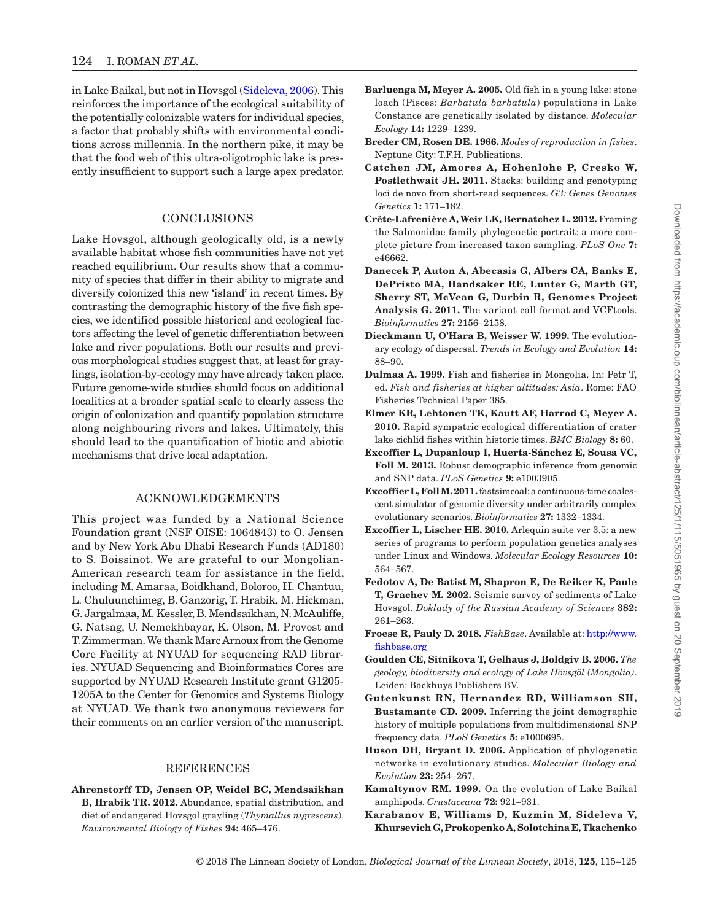in Lake Baikal, but not in Hovsgol (Sideleva, 2006). This reinforces the importance of the ecological suitability of the potentially colonizable waters for individual species, a factor that probably shifts with environmental conditions across millennia. In the northern pike, it may be that the food web of this ultra-oligotrophic lake is presently insufficient to support such a large apex predator.

## CONCLUSIONS

Lake Hovsgol, although geologically old, is a newly available habitat whose fish communities have not yet reached equilibrium. Our results show that a community of species that differ in their ability to migrate and diversify colonized this new 'island' in recent times. By contrasting the demographic history of the five fish species, we identified possible historical and ecological factors affecting the level of genetic differentiation between lake and river populations. Both our results and previous morphological studies suggest that, at least for graylings, isolation-by-ecology may have already taken place. Future genome-wide studies should focus on additional localities at a broader spatial scale to clearly assess the origin of colonization and quantify population structure along neighbouring rivers and lakes. Ultimately, this should lead to the quantification of biotic and abiotic mechanisms that drive local adaptation.

## ACKNOWLEDGEMENTS

This project was funded by a National Science Foundation grant (NSF OISE: 1064843) to O. Jensen and by New York Abu Dhabi Research Funds (AD180) to S. Boissinot. We are grateful to our Mongolian-American research team for assistance in the field, including M. Amaraa, Boidkhand, Boloroo, H. Chantuu, L. Chuluunchimeg, B. Ganzorig, T. Hrabik, M. Hickman, G. Jargalmaa, M. Kessler, B. Mendsaikhan, N. McAuliffe, G. Natsag, U. Nemekhbayar, K. Olson, M. Provost and T. Zimmerman. We thank Marc Arnoux from the Genome Core Facility at NYUAD for sequencing RAD libraries. NYUAD Sequencing and Bioinformatics Cores are supported by NYUAD Research Institute grant G1205-1205A to the Center for Genomics and Systems Biology at NYUAD. We thank two anonymous reviewers for their comments on an earlier version of the manuscript.

## REFERENCES

**Ahrenstorff TD, Jensen OP, Weidel BC, Mendsaikhan B, Hrabik TR. 2012.** Abundance, spatial distribution, and diet of endangered Hovsgol grayling (*Thymallus nigrescens*). *Environmental Biology of Fishes* **94:** 465–476.

**Barluenga M, Meyer A. 2005.** Old fish in a young lake: stone loach (Pisces: *Barbatula barbatula*) populations in Lake Constance are genetically isolated by distance. *Molecular Ecology* **14:** 1229–1239.

**Breder CM, Rosen DE. 1966.** *Modes of reproduction in fishes*. Neptune City: T.F.H. Publications.

**Catchen JM, Amores A, Hohenlohe P, Cresko W, Postlethwait JH. 2011.** Stacks: building and genotyping loci de novo from short-read sequences. *G3: Genes Genomes Genetics* **1:** 171–182.

**Crête-Lafrenière A, Weir LK, Bernatchez L. 2012.** Framing the Salmonidae family phylogenetic portrait: a more complete picture from increased taxon sampling. *PLoS One* **7:** e46662.

**Danecek P, Auton A, Abecasis G, Albers CA, Banks E, DePristo MA, Handsaker RE, Lunter G, Marth GT, Sherry ST, McVean G, Durbin R, Genomes Project Analysis G. 2011.** The variant call format and VCFtools. *Bioinformatics* **27:** 2156–2158.

**Dieckmann U, O'Hara B, Weisser W. 1999.** The evolutionary ecology of dispersal. *Trends in Ecology and Evolution* **14:** 88–90.

**Dulmaa A. 1999.** Fish and fisheries in Mongolia. In: Petr T, ed. *Fish and fisheries at higher altitudes: Asia*. Rome: FAO Fisheries Technical Paper 385.

**Elmer KR, Lehtonen TK, Kautt AF, Harrod C, Meyer A. 2010.** Rapid sympatric ecological differentiation of crater lake cichlid fishes within historic times. *BMC Biology* **8:** 60.

**Excoffier L, Dupanloup I, Huerta-Sánchez E, Sousa VC, Foll M. 2013.** Robust demographic inference from genomic and SNP data. *PLoS Genetics* **9:** e1003905.

**Excoffier L, Foll M. 2011.** fastsimcoal: a continuous-time coalescent simulator of genomic diversity under arbitrarily complex evolutionary scenarios. *Bioinformatics* **27:** 1332–1334.

**Excoffier L, Lischer HE. 2010.** Arlequin suite ver 3.5: a new series of programs to perform population genetics analyses under Linux and Windows. *Molecular Ecology Resources* **10:** 564–567.

**Fedotov A, De Batist M, Shapron E, De Reiker K, Paule T, Grachev M. 2002.** Seismic survey of sediments of Lake Hovsgol. *Doklady of the Russian Academy of Sciences* **382:** 261–263.

**Froese R, Pauly D. 2018.** *FishBase*. Available at: http://www.fishbase.org

**Goulden CE, Sitnikova T, Gelhaus J, Boldgiv B. 2006.** *The geology, biodiversity and ecology of Lake Hövsgöl (Mongolia)*. Leiden: Backhuys Publishers BV.

**Gutenkunst RN, Hernandez RD, Williamson SH, Bustamante CD. 2009.** Inferring the joint demographic history of multiple populations from multidimensional SNP frequency data. *PLoS Genetics* **5:** e1000695.

**Huson DH, Bryant D. 2006.** Application of phylogenetic networks in evolutionary studies. *Molecular Biology and Evolution* **23:** 254–267.

**Kamaltynov RM. 1999.** On the evolution of Lake Baikal amphipods. *Crustaceana* **72:** 921–931.

**Karabanov E, Williams D, Kuzmin M, Sideleva V, Khursevich G, Prokopenko A, Solotchina E, Tkachenko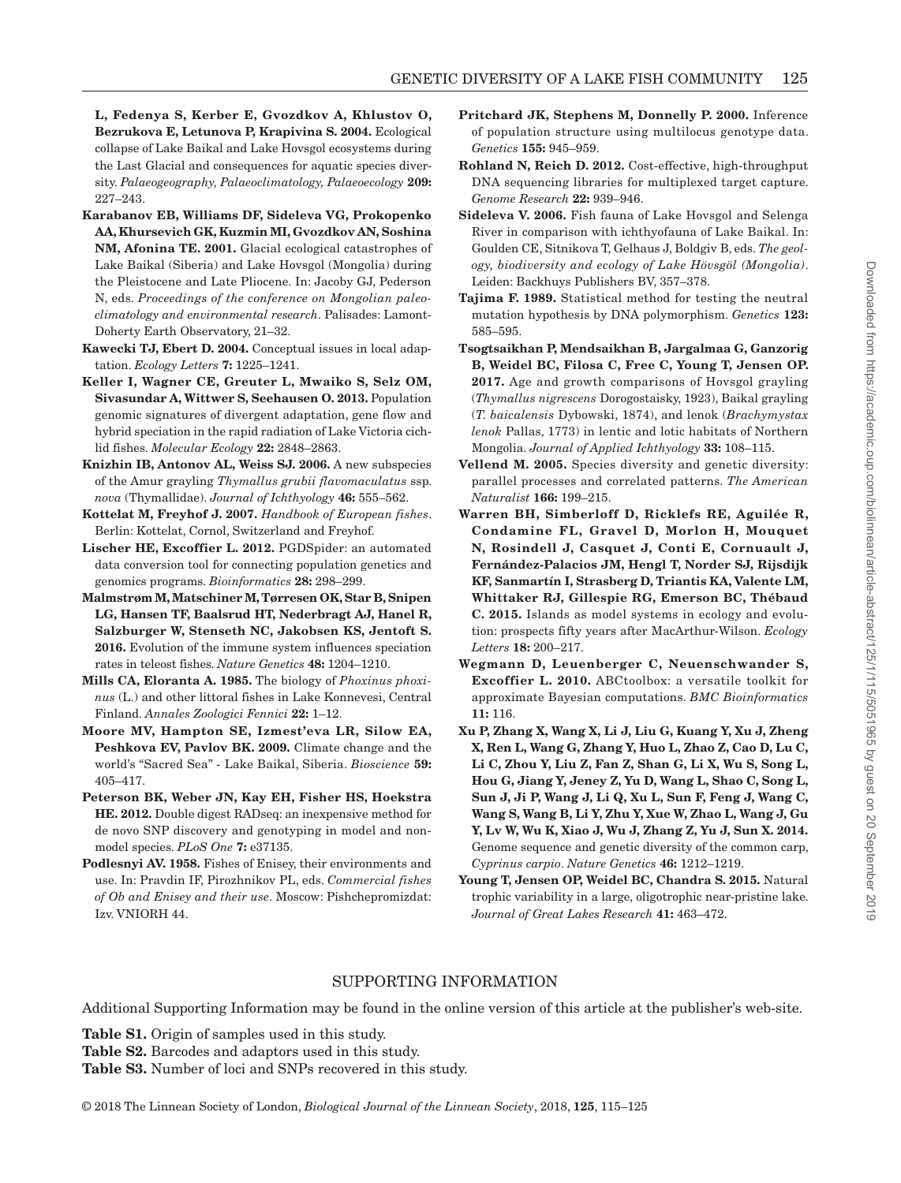L, Fedenya S, Kerber E, Gvozdkov A, Khlustov O, Bezrukova E, Letunova P, Krapivina S. 2004.** Ecological collapse of Lake Baikal and Lake Hovsgol ecosystems during the Last Glacial and consequences for aquatic species diversity. *Palaeogeography, Palaeoclimatology, Palaeoecology* **209:** 227–243.

**Karabanov EB, Williams DF, Sideleva VG, Prokopenko AA, Khursevich GK, Kuzmin MI, Gvozdkov AN, Soshina NM, Afonina TE. 2001.** Glacial ecological catastrophes of Lake Baikal (Siberia) and Lake Hovsgol (Mongolia) during the Pleistocene and Late Pliocene. In: Jacoby GJ, Pederson N, eds. *Proceedings of the conference on Mongolian paleoclimatology and environmental research*. Palisades: Lamont-Doherty Earth Observatory, 21–32.

**Kawecki TJ, Ebert D. 2004.** Conceptual issues in local adaptation. *Ecology Letters* **7:** 1225–1241.

**Keller I, Wagner CE, Greuter L, Mwaiko S, Selz OM, Sivasundar A, Wittwer S, Seehausen O. 2013.** Population genomic signatures of divergent adaptation, gene flow and hybrid speciation in the rapid radiation of Lake Victoria cichlid fishes. *Molecular Ecology* **22:** 2848–2863.

**Knizhin IB, Antonov AL, Weiss SJ. 2006.** A new subspecies of the Amur grayling *Thymallus grubii flavomaculatus* ssp. *nova* (Thymallidae). *Journal of Ichthyology* **46:** 555–562.

**Kottelat M, Freyhof J. 2007.** *Handbook of European fishes*. Berlin: Kottelat, Cornol, Switzerland and Freyhof.

**Lischer HE, Excoffier L. 2012.** PGDSpider: an automated data conversion tool for connecting population genetics and genomics programs. *Bioinformatics* **28:** 298–299.

**Malmstrøm M, Matschiner M, Tørresen OK, Star B, Snipen LG, Hansen TF, Baalsrud HT, Nederbragt AJ, Hanel R, Salzburger W, Stenseth NC, Jakobsen KS, Jentoft S. 2016.** Evolution of the immune system influences speciation rates in teleost fishes. *Nature Genetics* **48:** 1204–1210.

**Mills CA, Eloranta A. 1985.** The biology of *Phoxinus phoxinus* (L.) and other littoral fishes in Lake Konnevesi, Central Finland. *Annales Zoologici Fennici* **22:** 1–12.

**Moore MV, Hampton SE, Izmest'eva LR, Silow EA, Peshkova EV, Pavlov BK. 2009.** Climate change and the world's "Sacred Sea" - Lake Baikal, Siberia. *Bioscience* **59:** 405–417.

**Peterson BK, Weber JN, Kay EH, Fisher HS, Hoekstra HE. 2012.** Double digest RADseq: an inexpensive method for de novo SNP discovery and genotyping in model and non-model species. *PLoS One* **7:** e37135.

**Podlesnyi AV. 1958.** Fishes of Enisey, their environments and use. In: Pravdin IF, Pirozhnikov PL, eds. *Commercial fishes of Ob and Enisey and their use*. Moscow: Pishchepromizdat: Izv. VNIORH 44.

**Pritchard JK, Stephens M, Donnelly P. 2000.** Inference of population structure using multilocus genotype data. *Genetics* **155:** 945–959.

**Rohland N, Reich D. 2012.** Cost-effective, high-throughput DNA sequencing libraries for multiplexed target capture. *Genome Research* **22:** 939–946.

**Sideleva V. 2006.** Fish fauna of Lake Hovsgol and Selenga River in comparison with ichthyofauna of Lake Baikal. In: Goulden CE, Sitnikova T, Gelhaus J, Boldgiv B, eds. *The geology, biodiversity and ecology of Lake Hövsgöl (Mongolia)*. Leiden: Backhuys Publishers BV, 357–378.

**Tajima F. 1989.** Statistical method for testing the neutral mutation hypothesis by DNA polymorphism. *Genetics* **123:** 585–595.

**Tsogtsaikhan P, Mendsaikhan B, Jargalmaa G, Ganzorig B, Weidel BC, Filosa C, Free C, Young T, Jensen OP. 2017.** Age and growth comparisons of Hovsgol grayling (*Thymallus nigrescens* Dorogostaisky, 1923), Baikal grayling (*T. baicalensis* Dybowski, 1874), and lenok (*Brachymystax lenok* Pallas, 1773) in lentic and lotic habitats of Northern Mongolia. *Journal of Applied Ichthyology* **33:** 108–115.

**Vellend M. 2005.** Species diversity and genetic diversity: parallel processes and correlated patterns. *The American Naturalist* **166:** 199–215.

**Warren BH, Simberloff D, Ricklefs RE, Aguilée R, Condamine FL, Gravel D, Morlon H, Mouquet N, Rosindell J, Casquet J, Conti E, Cornuault J, Fernández-Palacios JM, Hengl T, Norder SJ, Rijsdijk KF, Sanmartín I, Strasberg D, Triantis KA, Valente LM, Whittaker RJ, Gillespie RG, Emerson BC, Thébaud C. 2015.** Islands as model systems in ecology and evolution: prospects fifty years after MacArthur-Wilson. *Ecology Letters* **18:** 200–217.

**Wegmann D, Leuenberger C, Neuenschwander S, Excoffier L. 2010.** ABCtoolbox: a versatile toolkit for approximate Bayesian computations. *BMC Bioinformatics* **11:** 116.

**Xu P, Zhang X, Wang X, Li J, Liu G, Kuang Y, Xu J, Zheng X, Ren L, Wang G, Zhang Y, Huo L, Zhao Z, Cao D, Lu C, Li C, Zhou Y, Liu Z, Fan Z, Shan G, Li X, Wu S, Song L, Hou G, Jiang Y, Jeney Z, Yu D, Wang L, Shao C, Song L, Sun J, Ji P, Wang J, Li Q, Xu L, Sun F, Feng J, Wang C, Wang S, Wang B, Li Y, Zhu Y, Xue W, Zhao L, Wang J, Gu Y, Lv W, Wu K, Xiao J, Wu J, Zhang Z, Yu J, Sun X. 2014.** Genome sequence and genetic diversity of the common carp, *Cyprinus carpio*. *Nature Genetics* **46:** 1212–1219.

**Young T, Jensen OP, Weidel BC, Chandra S. 2015.** Natural trophic variability in a large, oligotrophic near-pristine lake. *Journal of Great Lakes Research* **41:** 463–472.

## SUPPORTING INFORMATION

Additional Supporting Information may be found in the online version of this article at the publisher's web-site.

**Table S1.** Origin of samples used in this study.

**Table S2.** Barcodes and adaptors used in this study.

**Table S3.** Number of loci and SNPs recovered in this study.